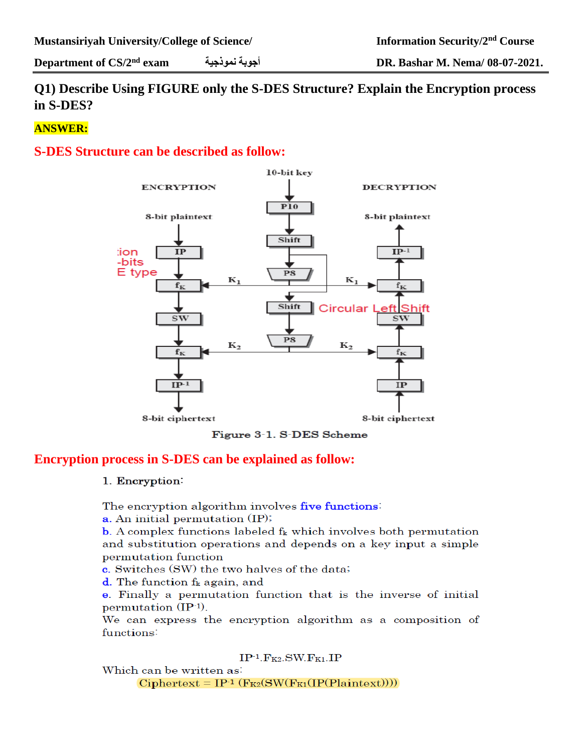Mustansiriyah University/College of Science/ Department of CS/2nd exam أجوبة نموذجية

Information Security/2nd Course DR. Bashar M. Nema/ 08-07-2021.

## Q1) Describe Using FIGURE only the S-DES Structure? Explain the Encryption process in S-DES?

**ANSWER:**

**S-DES Structure can be described as follow:**

Figure 3-1. S-DES Scheme

**Encryption process in S-DES can be explained as follow:**

1. **Encryption:**

The encryption algorithm involves five functions:

a. An initial permutation (IP);

b. A complex functions labeled $f_k$ which involves both permutation and substitution operations and depends on a key input a simple permutation function

c. Switches (SW) the two halves of the data;

d. The function $f_k$ again, and

e. Finally a permutation function that is the inverse of initial permutation ($IP^{-1}$).

We can express the encryption algorithm as a composition of functions:

$$IP^{-1}.F_{K2}.SW.F_{K1}.IP$$

Which can be written as:

$$\text{Ciphertext} = IP^{-1}(F_{K2}(SW(F_{K1}(IP(\text{Plaintext})))))$$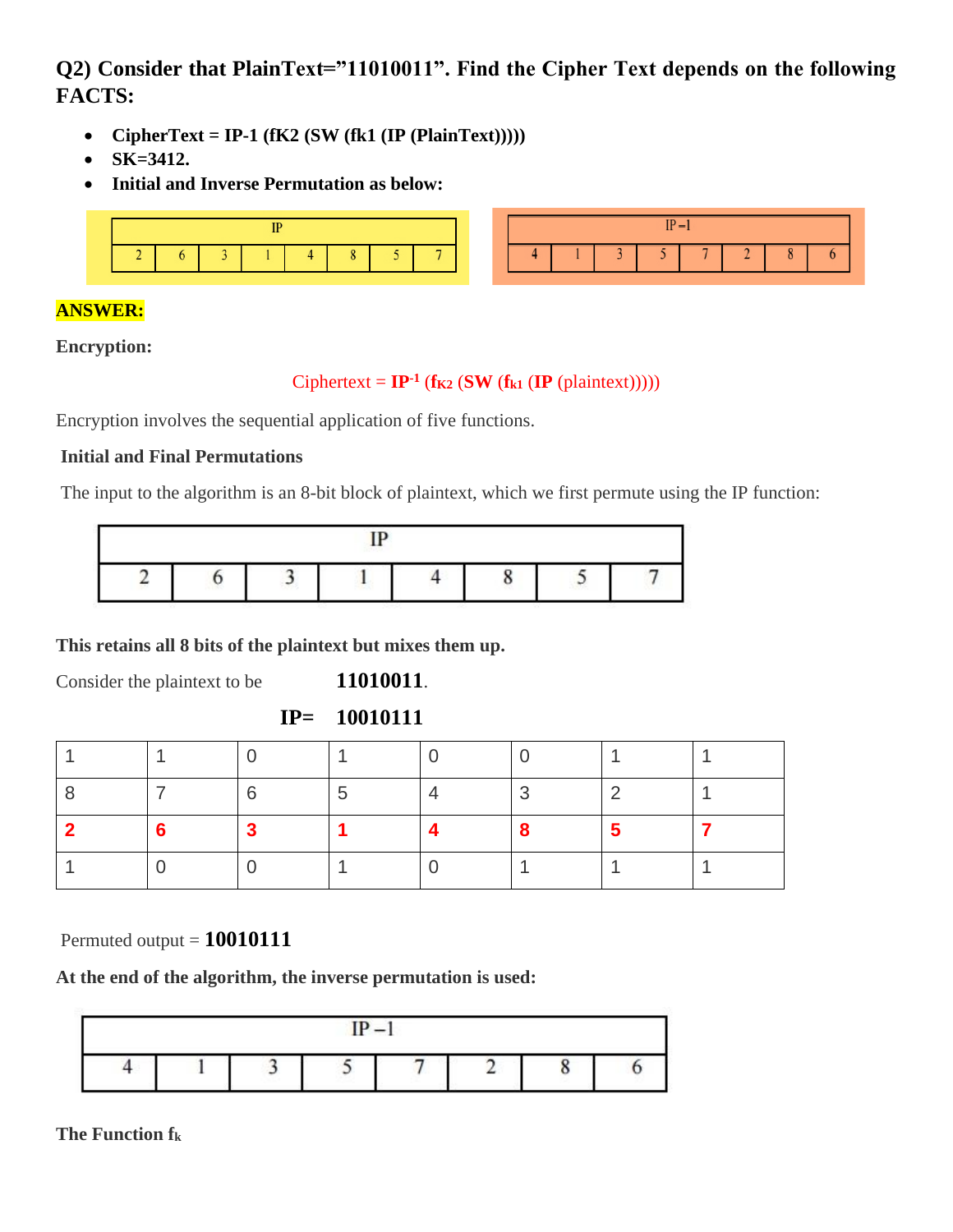**Q2) Consider that PlainText="11010011". Find the Cipher Text depends on the following FACTS:**

- **CipherText = IP-1 (fK2 (SW (fk1 (IP (PlainText)))))**
- **SK=3412.**
- **Initial and Inverse Permutation as below:**

| IP | | | | | | | |
|---|---|---|---|---|---|---|---|
| 2 | 6 | 3 | 1 | 4 | 8 | 5 | 7 |

| IP −1 | | | | | | | |
|---|---|---|---|---|---|---|---|
| 4 | 1 | 3 | 5 | 7 | 2 | 8 | 6 |

**ANSWER:**

**Encryption:**

Ciphertext = $\mathbf{IP^{-1}}$ ($\mathbf{f_{K2}}$ (**SW** ($\mathbf{f_{k1}}$ (**IP** (plaintext)))))

Encryption involves the sequential application of five functions.

**Initial and Final Permutations**

The input to the algorithm is an 8-bit block of plaintext, which we first permute using the IP function:

| IP | | | | | | | |
|---|---|---|---|---|---|---|---|
| 2 | 6 | 3 | 1 | 4 | 8 | 5 | 7 |

**This retains all 8 bits of the plaintext but mixes them up.**

Consider the plaintext to be **11010011**.

**IP= 10010111**

| 1 | 1 | 0 | 1 | 0 | 0 | 1 | 1 |
|---|---|---|---|---|---|---|---|
| 8 | 7 | 6 | 5 | 4 | 3 | 2 | 1 |
| **2** | **6** | **3** | **1** | **4** | **8** | **5** | **7** |
| 1 | 0 | 0 | 1 | 0 | 1 | 1 | 1 |

Permuted output = **10010111**

**At the end of the algorithm, the inverse permutation is used:**

| IP −1 | | | | | | | |
|---|---|---|---|---|---|---|---|
| 4 | 1 | 3 | 5 | 7 | 2 | 8 | 6 |

**The Function $f_k$**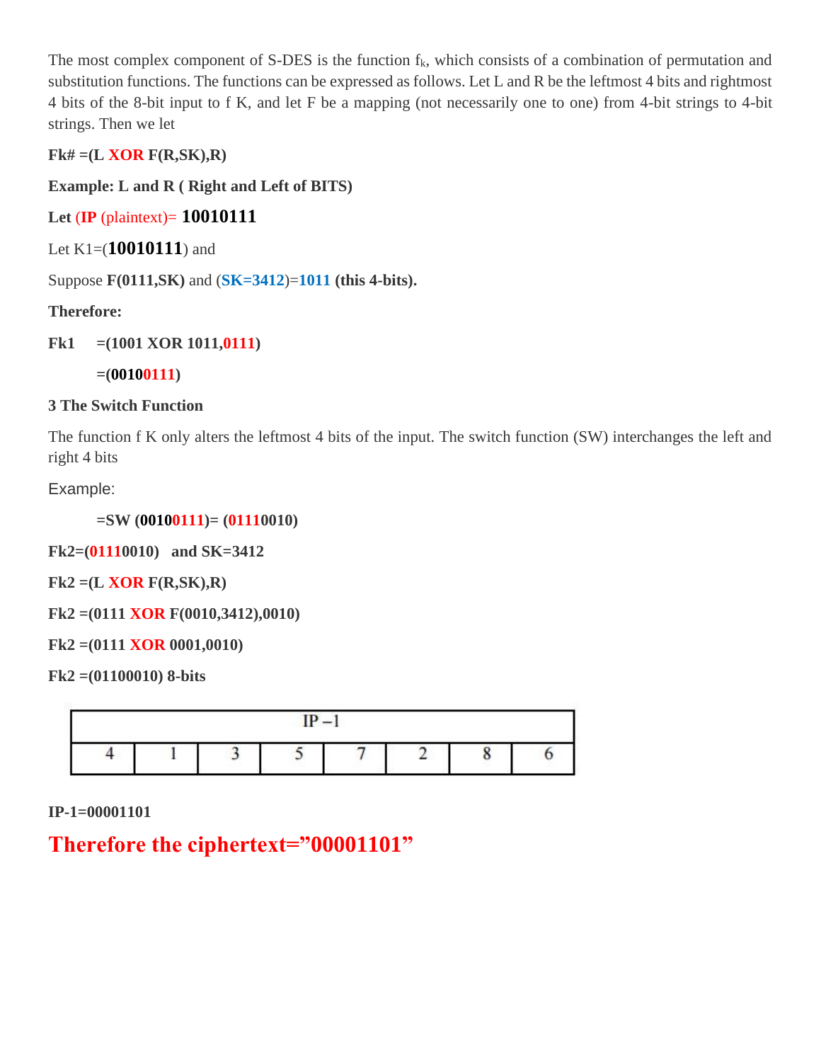The most complex component of S-DES is the function $f_k$, which consists of a combination of permutation and substitution functions. The functions can be expressed as follows. Let L and R be the leftmost 4 bits and rightmost 4 bits of the 8-bit input to f K, and let F be a mapping (not necessarily one to one) from 4-bit strings to 4-bit strings. Then we let

**Fk# =(L XOR F(R,SK),R)**

**Example: L and R ( Right and Left of BITS)**

**Let (IP (plaintext)= 10010111**

Let K1=(**10010111**) and

Suppose **F(0111,SK)** and (**SK=3412**)=**1011** **(this 4-bits).**

**Therefore:**

**Fk1 =(1001 XOR 1011,0111)**

**=(00100111)**

**3 The Switch Function**

The function f K only alters the leftmost 4 bits of the input. The switch function (SW) interchanges the left and right 4 bits

Example:

**=SW (00100111)= (01110010)**

**Fk2=(01110010) and SK=3412**

**Fk2 =(L XOR F(R,SK),R)**

**Fk2 =(0111 XOR F(0010,3412),0010)**

**Fk2 =(0111 XOR 0001,0010)**

**Fk2 =(01100010) 8-bits**

| IP –1 | | | | | | | |
|---|---|---|---|---|---|---|---|
| 4 | 1 | 3 | 5 | 7 | 2 | 8 | 6 |

**IP-1=00001101**

**Therefore the ciphertext=”00001101”**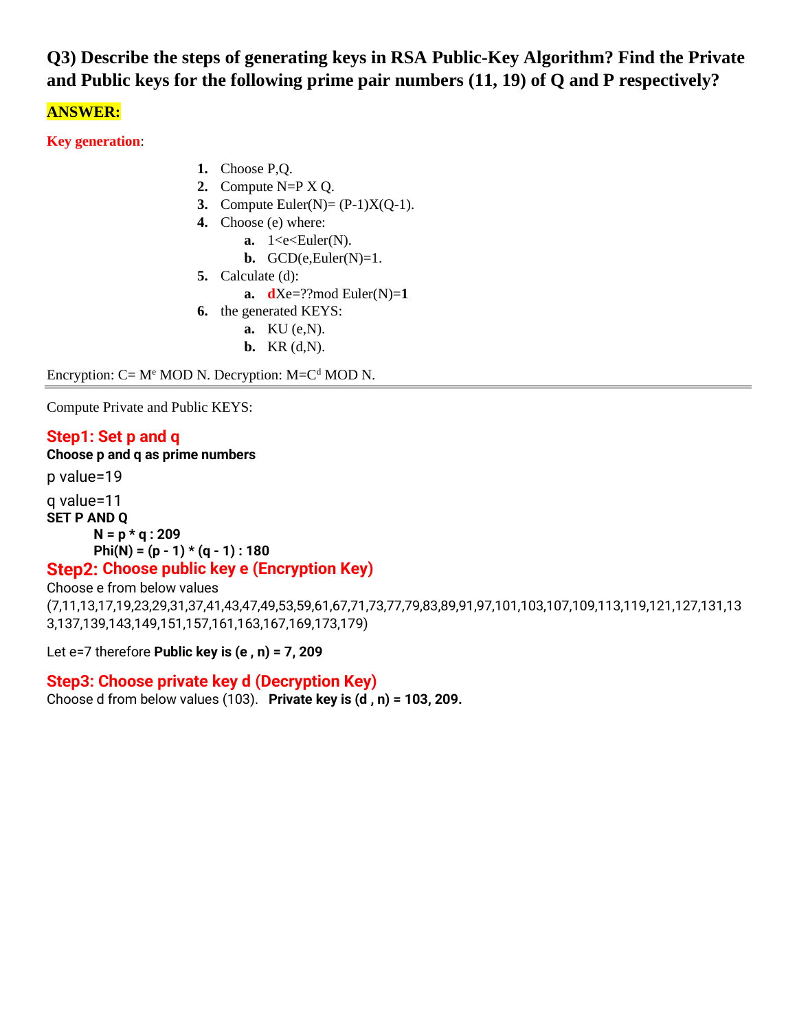## Q3) Describe the steps of generating keys in RSA Public-Key Algorithm? Find the Private and Public keys for the following prime pair numbers (11, 19) of Q and P respectively?

**ANSWER:**

**Key generation**:

1. Choose P,Q.
2. Compute N=P X Q.
3. Compute Euler(N)= (P-1)X(Q-1).
4. Choose (e) where:
   a. 1<e<Euler(N).
   b. GCD(e,Euler(N)=1.
5. Calculate (d):
   a. **d**Xe=??mod Euler(N)=**1**
6. the generated KEYS:
   a. KU (e,N).
   b. KR (d,N).

Encryption: C= $M^e$ MOD N. Decryption: M=$C^d$ MOD N.

---

Compute Private and Public KEYS:

### Step1: Set p and q

**Choose p and q as prime numbers**

p value=19

q value=11

**SET P AND Q**

**N = p * q : 209**

**Phi(N) = (p - 1) * (q - 1) : 180**

### Step2: Choose public key e (Encryption Key)

Choose e from below values (7,11,13,17,19,23,29,31,37,41,43,47,49,53,59,61,67,71,73,77,79,83,89,91,97,101,103,107,109,113,119,121,127,131,133,137,139,143,149,151,157,161,163,167,169,173,179)

Let e=7 therefore **Public key is (e , n) = 7, 209**

### Step3: Choose private key d (Decryption Key)

Choose d from below values (103). **Private key is (d , n) = 103, 209.**